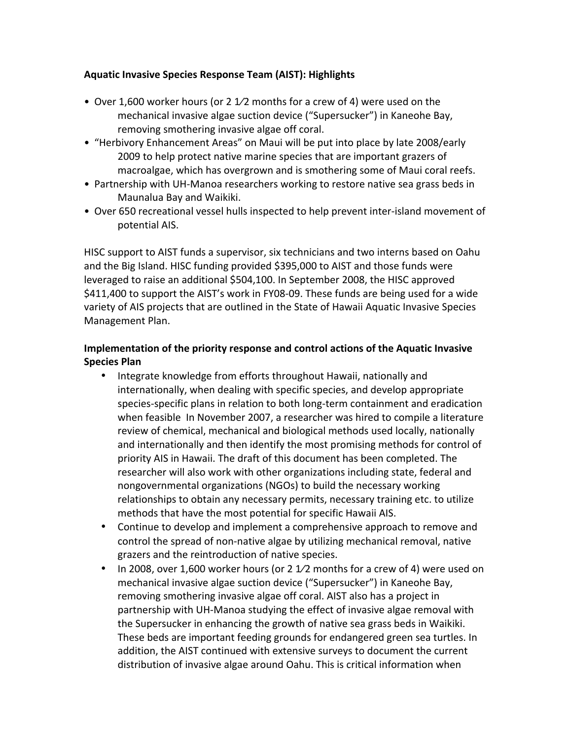**Aquatic Invasive Species Response Team (AIST): Highlights**

- Over 1,600 worker hours (or 2 1⁄2 months for a crew of 4) were used on the mechanical invasive algae suction device ("Supersucker") in Kaneohe Bay, removing smothering invasive algae off coral.
- "Herbivory Enhancement Areas" on Maui will be put into place by late 2008/early 2009 to help protect native marine species that are important grazers of macroalgae, which has overgrown and is smothering some of Maui coral reefs.
- Partnership with UH-Manoa researchers working to restore native sea grass beds in Maunalua Bay and Waikiki.
- Over 650 recreational vessel hulls inspected to help prevent inter-island movement of potential AIS.

HISC support to AIST funds a supervisor, six technicians and two interns based on Oahu and the Big Island. HISC funding provided $395,000 to AIST and those funds were leveraged to raise an additional $504,100. In September 2008, the HISC approved $411,400 to support the AIST's work in FY08-09. These funds are being used for a wide variety of AIS projects that are outlined in the State of Hawaii Aquatic Invasive Species Management Plan.

**Implementation of the priority response and control actions of the Aquatic Invasive Species Plan**

- Integrate knowledge from efforts throughout Hawaii, nationally and internationally, when dealing with specific species, and develop appropriate species-specific plans in relation to both long-term containment and eradication when feasible In November 2007, a researcher was hired to compile a literature review of chemical, mechanical and biological methods used locally, nationally and internationally and then identify the most promising methods for control of priority AIS in Hawaii. The draft of this document has been completed. The researcher will also work with other organizations including state, federal and nongovernmental organizations (NGOs) to build the necessary working relationships to obtain any necessary permits, necessary training etc. to utilize methods that have the most potential for specific Hawaii AIS.
- Continue to develop and implement a comprehensive approach to remove and control the spread of non-native algae by utilizing mechanical removal, native grazers and the reintroduction of native species.
- In 2008, over 1,600 worker hours (or 2 1⁄2 months for a crew of 4) were used on mechanical invasive algae suction device ("Supersucker") in Kaneohe Bay, removing smothering invasive algae off coral. AIST also has a project in partnership with UH-Manoa studying the effect of invasive algae removal with the Supersucker in enhancing the growth of native sea grass beds in Waikiki. These beds are important feeding grounds for endangered green sea turtles. In addition, the AIST continued with extensive surveys to document the current distribution of invasive algae around Oahu. This is critical information when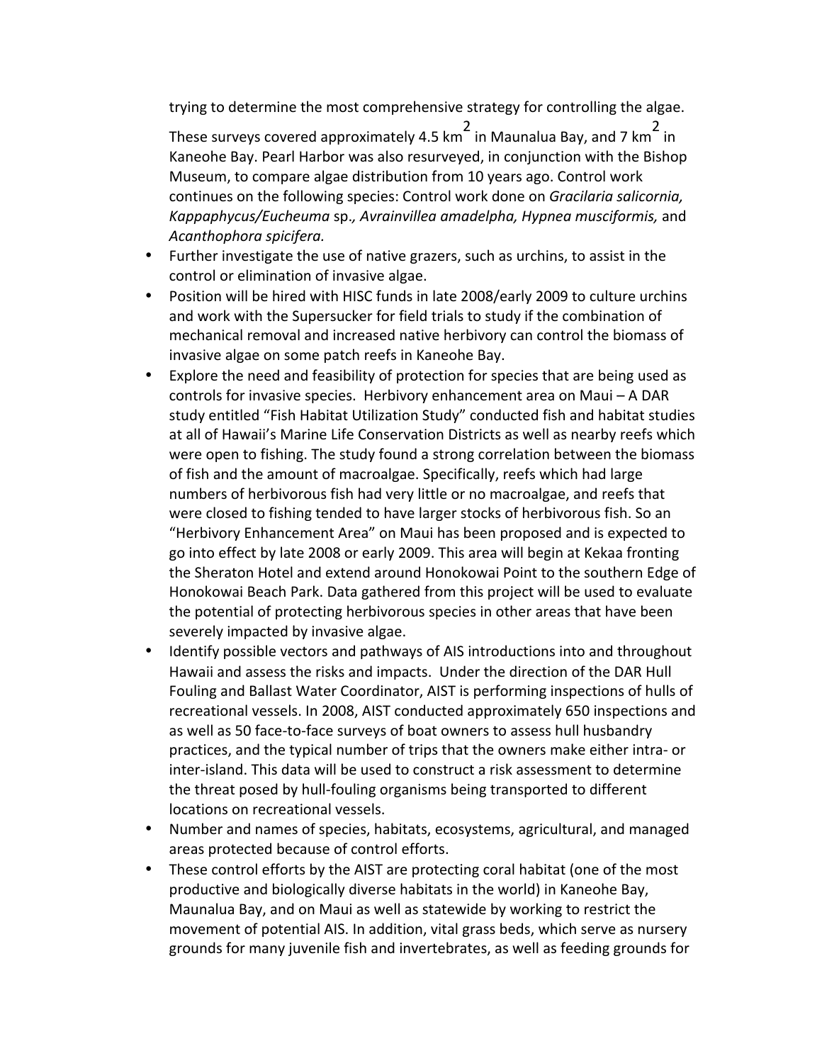trying to determine the most comprehensive strategy for controlling the algae. These surveys covered approximately 4.5 $km^2$ in Maunalua Bay, and 7 $km^2$ in Kaneohe Bay. Pearl Harbor was also resurveyed, in conjunction with the Bishop Museum, to compare algae distribution from 10 years ago. Control work continues on the following species: Control work done on *Gracilaria salicornia, Kappaphycus/Eucheuma* sp*., Avrainvillea amadelpha, Hypnea musciformis,* and *Acanthophora spicifera.*

- Further investigate the use of native grazers, such as urchins, to assist in the control or elimination of invasive algae.
- Position will be hired with HISC funds in late 2008/early 2009 to culture urchins and work with the Supersucker for field trials to study if the combination of mechanical removal and increased native herbivory can control the biomass of invasive algae on some patch reefs in Kaneohe Bay.
- Explore the need and feasibility of protection for species that are being used as controls for invasive species. Herbivory enhancement area on Maui – A DAR study entitled "Fish Habitat Utilization Study" conducted fish and habitat studies at all of Hawaii's Marine Life Conservation Districts as well as nearby reefs which were open to fishing. The study found a strong correlation between the biomass of fish and the amount of macroalgae. Specifically, reefs which had large numbers of herbivorous fish had very little or no macroalgae, and reefs that were closed to fishing tended to have larger stocks of herbivorous fish. So an "Herbivory Enhancement Area" on Maui has been proposed and is expected to go into effect by late 2008 or early 2009. This area will begin at Kekaa fronting the Sheraton Hotel and extend around Honokowai Point to the southern Edge of Honokowai Beach Park. Data gathered from this project will be used to evaluate the potential of protecting herbivorous species in other areas that have been severely impacted by invasive algae.
- Identify possible vectors and pathways of AIS introductions into and throughout Hawaii and assess the risks and impacts. Under the direction of the DAR Hull Fouling and Ballast Water Coordinator, AIST is performing inspections of hulls of recreational vessels. In 2008, AIST conducted approximately 650 inspections and as well as 50 face-to-face surveys of boat owners to assess hull husbandry practices, and the typical number of trips that the owners make either intra- or inter-island. This data will be used to construct a risk assessment to determine the threat posed by hull-fouling organisms being transported to different locations on recreational vessels.
- Number and names of species, habitats, ecosystems, agricultural, and managed areas protected because of control efforts.
- These control efforts by the AIST are protecting coral habitat (one of the most productive and biologically diverse habitats in the world) in Kaneohe Bay, Maunalua Bay, and on Maui as well as statewide by working to restrict the movement of potential AIS. In addition, vital grass beds, which serve as nursery grounds for many juvenile fish and invertebrates, as well as feeding grounds for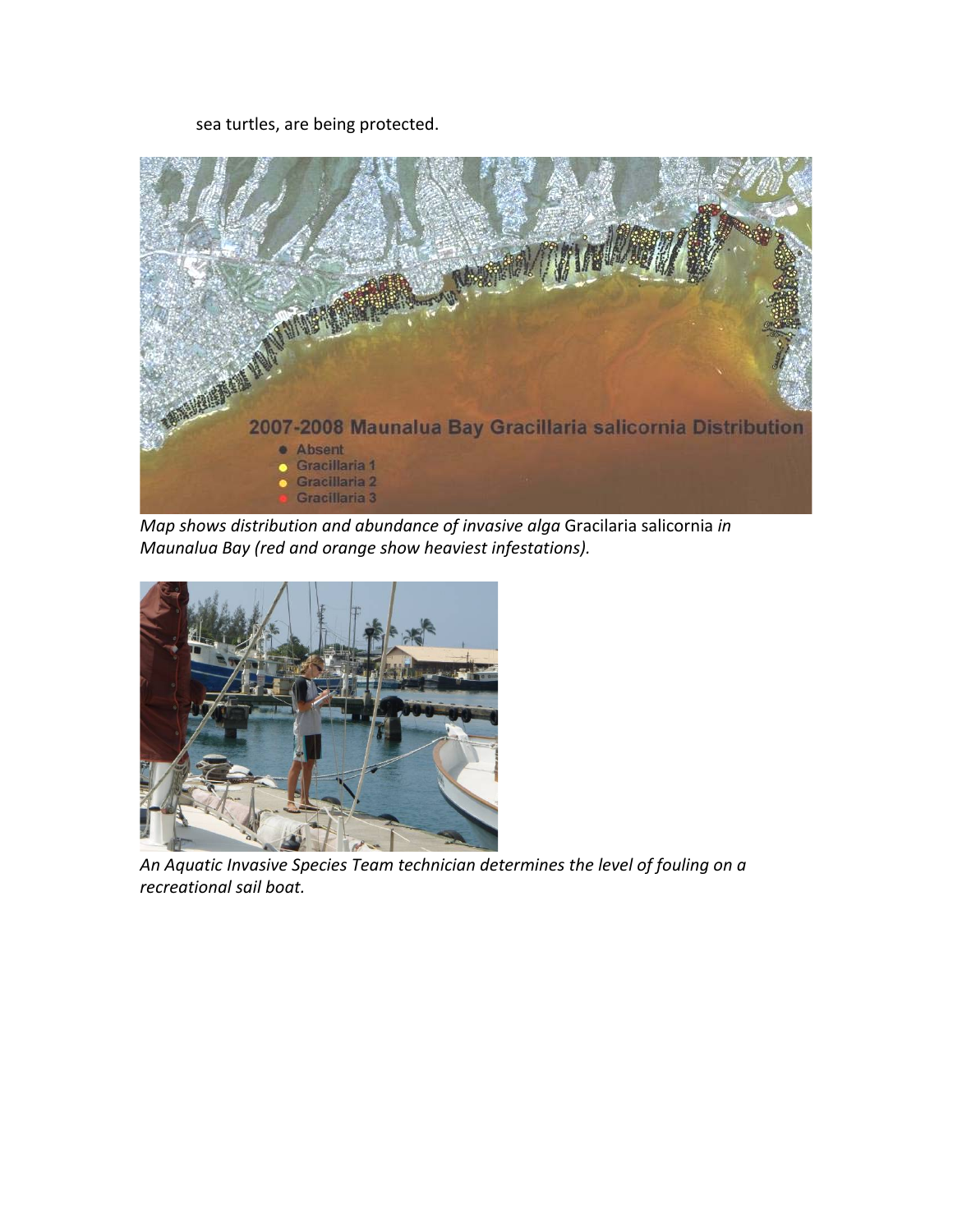sea turtles, are being protected.

2007-2008 Maunalua Bay Gracillaria salicornia Distribution

Absent

Gracillaria 1

Gracillaria 2

Gracillaria 3

*Map shows distribution and abundance of invasive alga* Gracilaria salicornia *in Maunalua Bay (red and orange show heaviest infestations).*

*An Aquatic Invasive Species Team technician determines the level of fouling on a recreational sail boat.*